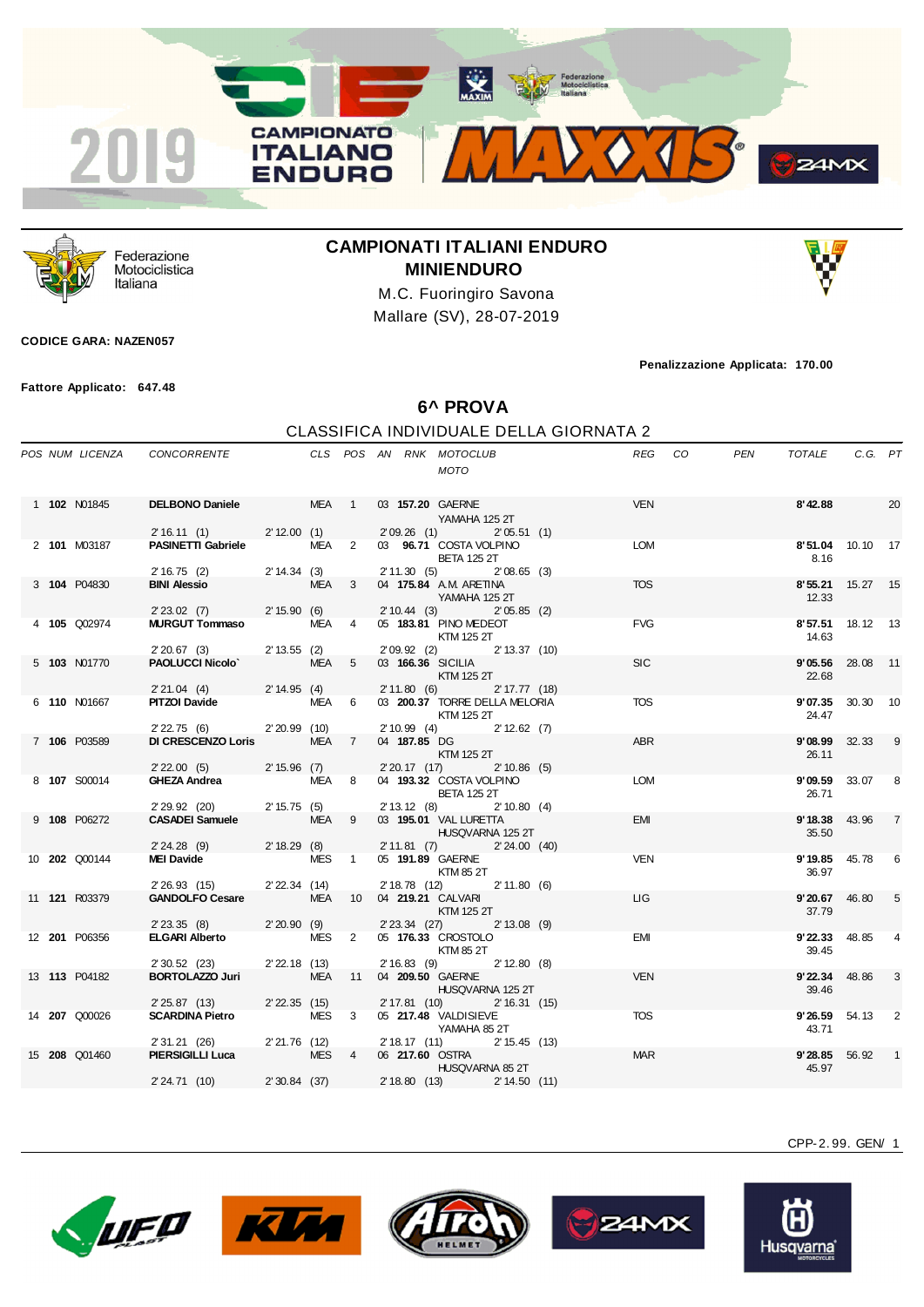# CAMPIONATI ITALIANI ENDURO

## MINIENDURO

M.C. Fuoringiro Savona

Mallare (SV), 28-07-2019

**CODICE GARA: NAZEN057**

**Penalizzazione Applicata: 170.00**

**Fattore Applicato: 647.48**

## 6^ PROVA

### CLASSIFICA INDIVIDUALE DELLA GIORNATA 2

| POS | NUM | LICENZA | CONCORRENTE | CLS | POS | AN | RNK | MOTOCLUB / MOTO | REG | CO | PEN | TOTALE | C.G. | PT |
|---|---|---|---|---|---|---|---|---|---|---|---|---|---|---|
| 1 | **102** | N01845 | **DELBONO Daniele** | MEA | 1 | 03 | **157.20** | GAERNE / YAMAHA 125 2T | VEN | | | **8'42.88** | | 20 |
| | | | 2'16.11 (1) / 2'12.00 (1) / 2'09.26 (1) / 2'05.51 (1) | | | | | | | | | | | |
| 2 | **101** | M03187 | **PASINETTI Gabriele** | MEA | 2 | 03 | **96.71** | COSTA VOLPINO / BETA 125 2T | LOM | | | **8'51.04** 8.16 | 10.10 | 17 |
| | | | 2'16.75 (2) / 2'14.34 (3) / 2'11.30 (5) / 2'08.65 (3) | | | | | | | | | | | |
| 3 | **104** | P04830 | **BINI Alessio** | MEA | 3 | 04 | **175.84** | A.M. ARETINA / YAMAHA 125 2T | TOS | | | **8'55.21** 12.33 | 15.27 | 15 |
| | | | 2'23.02 (7) / 2'15.90 (6) / 2'10.44 (3) / 2'05.85 (2) | | | | | | | | | | | |
| 4 | **105** | Q02974 | **MURGUT Tommaso** | MEA | 4 | 05 | **183.81** | PINO MEDEOT / KTM 125 2T | FVG | | | **8'57.51** 14.63 | 18.12 | 13 |
| | | | 2'20.67 (3) / 2'13.55 (2) / 2'09.92 (2) / 2'13.37 (10) | | | | | | | | | | | |
| 5 | **103** | N01770 | **PAOLUCCI Nicolo`** | MEA | 5 | 03 | **166.36** | SICILIA / KTM 125 2T | SIC | | | **9'05.56** 22.68 | 28.08 | 11 |
| | | | 2'21.04 (4) / 2'14.95 (4) / 2'11.80 (6) / 2'17.77 (18) | | | | | | | | | | | |
| 6 | **110** | N01667 | **PITZOI Davide** | MEA | 6 | 03 | **200.37** | TORRE DELLA MELORIA / KTM 125 2T | TOS | | | **9'07.35** 24.47 | 30.30 | 10 |
| | | | 2'22.75 (6) / 2'20.99 (10) / 2'10.99 (4) / 2'12.62 (7) | | | | | | | | | | | |
| 7 | **106** | P03589 | **DI CRESCENZO Loris** | MEA | 7 | 04 | **187.85** | DG / KTM 125 2T | ABR | | | **9'08.99** 26.11 | 32.33 | 9 |
| | | | 2'22.00 (5) / 2'15.96 (7) / 2'20.17 (17) / 2'10.86 (5) | | | | | | | | | | | |
| 8 | **107** | S00014 | **GHEZA Andrea** | MEA | 8 | 04 | **193.32** | COSTA VOLPINO / BETA 125 2T | LOM | | | **9'09.59** 26.71 | 33.07 | 8 |
| | | | 2'29.92 (20) / 2'15.75 (5) / 2'13.12 (8) / 2'10.80 (4) | | | | | | | | | | | |
| 9 | **108** | P06272 | **CASADEI Samuele** | MEA | 9 | 03 | **195.01** | VAL LURETTA / HUSQVARNA 125 2T | EMI | | | **9'18.38** 35.50 | 43.96 | 7 |
| | | | 2'24.28 (9) / 2'18.29 (8) / 2'11.81 (7) / 2'24.00 (40) | | | | | | | | | | | |
| 10 | **202** | Q00144 | **MEI Davide** | MES | 1 | 05 | **191.89** | GAERNE / KTM 85 2T | VEN | | | **9'19.85** 36.97 | 45.78 | 6 |
| | | | 2'26.93 (15) / 2'22.34 (14) / 2'18.78 (12) / 2'11.80 (6) | | | | | | | | | | | |
| 11 | **121** | R03379 | **GANDOLFO Cesare** | MEA | 10 | 04 | **219.21** | CALVARI / KTM 125 2T | LIG | | | **9'20.67** 37.79 | 46.80 | 5 |
| | | | 2'23.35 (8) / 2'20.90 (9) / 2'23.34 (27) / 2'13.08 (9) | | | | | | | | | | | |
| 12 | **201** | P06356 | **ELGARI Alberto** | MES | 2 | 05 | **176.33** | CROSTOLO / KTM 85 2T | EMI | | | **9'22.33** 39.45 | 48.85 | 4 |
| | | | 2'30.52 (23) / 2'22.18 (13) / 2'16.83 (9) / 2'12.80 (8) | | | | | | | | | | | |
| 13 | **113** | P04182 | **BORTOLAZZO Juri** | MEA | 11 | 04 | **209.50** | GAERNE / HUSQVARNA 125 2T | VEN | | | **9'22.34** 39.46 | 48.86 | 3 |
| | | | 2'25.87 (13) / 2'22.35 (15) / 2'17.81 (10) / 2'16.31 (15) | | | | | | | | | | | |
| 14 | **207** | Q00026 | **SCARDINA Pietro** | MES | 3 | 05 | **217.48** | VALDISIEVE / YAMAHA 85 2T | TOS | | | **9'26.59** 43.71 | 54.13 | 2 |
| | | | 2'31.21 (26) / 2'21.76 (12) / 2'18.17 (11) / 2'15.45 (13) | | | | | | | | | | | |
| 15 | **208** | Q01460 | **PIERSIGILLI Luca** | MES | 4 | 06 | **217.60** | OSTRA / HUSQVARNA 85 2T | MAR | | | **9'28.85** 45.97 | 56.92 | 1 |
| | | | 2'24.71 (10) / 2'30.84 (37) / 2'18.80 (13) / 2'14.50 (11) | | | | | | | | | | | |

CPP-2.99. GEN/ 1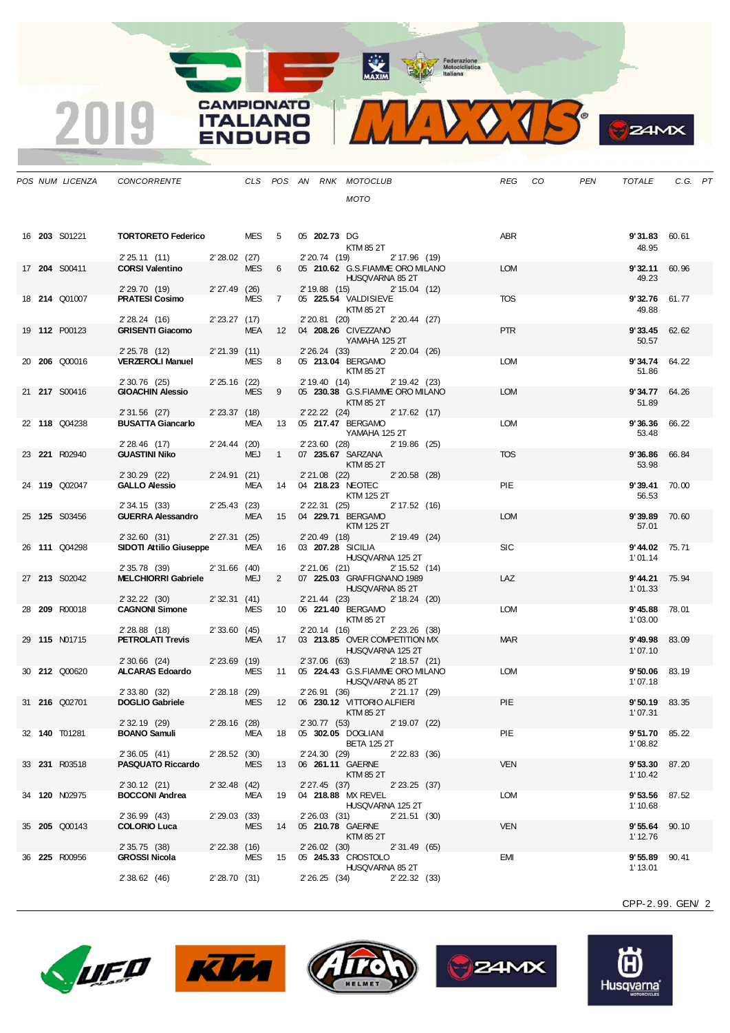2019 CAMPIONATO ITALIANO ENDURO MAXXIS

| POS | NUM | LICENZA | CONCORRENTE | CLS | POS | AN | RNK | MOTOCLUB / MOTO | REG | CO | PEN | TOTALE | C.G. | PT |
|---|---|---|---|---|---|---|---|---|---|---|---|---|---|---|
| 16 | **203** | S01221 | **TORTORETO Federico** | MES | 5 | 05 | **202.73** | DG / KTM 85 2T | ABR | | | **9'31.83** / 48.95 | 60.61 | |
| | | | 2'25.11 (11) 2'28.02 (27) | | | | | 2'20.74 (19) 2'17.96 (19) | | | | | | |
| 17 | **204** | S00411 | **CORSI Valentino** | MES | 6 | 05 | **210.62** | G.S.FIAMME ORO MILANO / HUSQVARNA 85 2T | LOM | | | **9'32.11** / 49.23 | 60.96 | |
| | | | 2'29.70 (19) 2'27.49 (26) | | | | | 2'19.88 (15) 2'15.04 (12) | | | | | | |
| 18 | **214** | Q01007 | **PRATESI Cosimo** | MES | 7 | 05 | **225.54** | VALDISIEVE / KTM 85 2T | TOS | | | **9'32.76** / 49.88 | 61.77 | |
| | | | 2'28.24 (16) 2'23.27 (17) | | | | | 2'20.81 (20) 2'20.44 (27) | | | | | | |
| 19 | **112** | P00123 | **GRISENTI Giacomo** | MEA | 12 | 04 | **208.26** | CIVEZZANO / YAMAHA 125 2T | PTR | | | **9'33.45** / 50.57 | 62.62 | |
| | | | 2'25.78 (12) 2'21.39 (11) | | | | | 2'26.24 (33) 2'20.04 (26) | | | | | | |
| 20 | **206** | Q00016 | **VERZEROLI Manuel** | MES | 8 | 05 | **213.04** | BERGAMO / KTM 85 2T | LOM | | | **9'34.74** / 51.86 | 64.22 | |
| | | | 2'30.76 (25) 2'25.16 (22) | | | | | 2'19.40 (14) 2'19.42 (23) | | | | | | |
| 21 | **217** | S00416 | **GIOACHIN Alessio** | MES | 9 | 05 | **230.38** | G.S.FIAMME ORO MILANO / KTM 85 2T | LOM | | | **9'34.77** / 51.89 | 64.26 | |
| | | | 2'31.56 (27) 2'23.37 (18) | | | | | 2'22.22 (24) 2'17.62 (17) | | | | | | |
| 22 | **118** | Q04238 | **BUSATTA Giancarlo** | MEA | 13 | 05 | **217.47** | BERGAMO / YAMAHA 125 2T | LOM | | | **9'36.36** / 53.48 | 66.22 | |
| | | | 2'28.46 (17) 2'24.44 (20) | | | | | 2'23.60 (28) 2'19.86 (25) | | | | | | |
| 23 | **221** | R02940 | **GUASTINI Niko** | MEJ | 1 | 07 | **235.67** | SARZANA / KTM 85 2T | TOS | | | **9'36.86** / 53.98 | 66.84 | |
| | | | 2'30.29 (22) 2'24.91 (21) | | | | | 2'21.08 (22) 2'20.58 (28) | | | | | | |
| 24 | **119** | Q02047 | **GALLO Alessio** | MEA | 14 | 04 | **218.23** | NEOTEC / KTM 125 2T | PIE | | | **9'39.41** / 56.53 | 70.00 | |
| | | | 2'34.15 (33) 2'25.43 (23) | | | | | 2'22.31 (25) 2'17.52 (16) | | | | | | |
| 25 | **125** | S03456 | **GUERRA Alessandro** | MEA | 15 | 04 | **229.71** | BERGAMO / KTM 125 2T | LOM | | | **9'39.89** / 57.01 | 70.60 | |
| | | | 2'32.60 (31) 2'27.31 (25) | | | | | 2'20.49 (18) 2'19.49 (24) | | | | | | |
| 26 | **111** | Q04298 | **SIDOTI Attilio Giuseppe** | MEA | 16 | 03 | **207.28** | SICILIA / HUSQVARNA 125 2T | SIC | | | **9'44.02** / 1'01.14 | 75.71 | |
| | | | 2'35.78 (39) 2'31.66 (40) | | | | | 2'21.06 (21) 2'15.52 (14) | | | | | | |
| 27 | **213** | S02042 | **MELCHIORRI Gabriele** | MEJ | 2 | 07 | **225.03** | GRAFFIGNANO 1989 / HUSQVARNA 85 2T | LAZ | | | **9'44.21** / 1'01.33 | 75.94 | |
| | | | 2'32.22 (30) 2'32.31 (41) | | | | | 2'21.44 (23) 2'18.24 (20) | | | | | | |
| 28 | **209** | R00018 | **CAGNONI Simone** | MES | 10 | 06 | **221.40** | BERGAMO / KTM 85 2T | LOM | | | **9'45.88** / 1'03.00 | 78.01 | |
| | | | 2'28.88 (18) 2'33.60 (45) | | | | | 2'20.14 (16) 2'23.26 (38) | | | | | | |
| 29 | **115** | N01715 | **PETROLATI Trevis** | MEA | 17 | 03 | **213.85** | OVER COMPETITION MX / HUSQVARNA 125 2T | MAR | | | **9'49.98** / 1'07.10 | 83.09 | |
| | | | 2'30.66 (24) 2'23.69 (19) | | | | | 2'37.06 (63) 2'18.57 (21) | | | | | | |
| 30 | **212** | Q00620 | **ALCARAS Edoardo** | MES | 11 | 05 | **224.43** | G.S.FIAMME ORO MILANO / HUSQVARNA 85 2T | LOM | | | **9'50.06** / 1'07.18 | 83.19 | |
| | | | 2'33.80 (32) 2'28.18 (29) | | | | | 2'26.91 (36) 2'21.17 (29) | | | | | | |
| 31 | **216** | Q02701 | **DOGLIO Gabriele** | MES | 12 | 06 | **230.12** | VITTORIO ALFIERI / KTM 85 2T | PIE | | | **9'50.19** / 1'07.31 | 83.35 | |
| | | | 2'32.19 (29) 2'28.16 (28) | | | | | 2'30.77 (53) 2'19.07 (22) | | | | | | |
| 32 | **140** | T01281 | **BOANO Samuli** | MEA | 18 | 05 | **302.05** | DOGLIANI / BETA 125 2T | PIE | | | **9'51.70** / 1'08.82 | 85.22 | |
| | | | 2'36.05 (41) 2'28.52 (30) | | | | | 2'24.30 (29) 2'22.83 (36) | | | | | | |
| 33 | **231** | R03518 | **PASQUATO Riccardo** | MES | 13 | 06 | **261.11** | GAERNE / KTM 85 2T | VEN | | | **9'53.30** / 1'10.42 | 87.20 | |
| | | | 2'30.12 (21) 2'32.48 (42) | | | | | 2'27.45 (37) 2'23.25 (37) | | | | | | |
| 34 | **120** | N02975 | **BOCCONI Andrea** | MEA | 19 | 04 | **218.88** | MX REVEL / HUSQVARNA 125 2T | LOM | | | **9'53.56** / 1'10.68 | 87.52 | |
| | | | 2'36.99 (43) 2'29.03 (33) | | | | | 2'26.03 (31) 2'21.51 (30) | | | | | | |
| 35 | **205** | Q00143 | **COLORIO Luca** | MES | 14 | 05 | **210.78** | GAERNE / KTM 85 2T | VEN | | | **9'55.64** / 1'12.76 | 90.10 | |
| | | | 2'35.75 (38) 2'22.38 (16) | | | | | 2'26.02 (30) 2'31.49 (65) | | | | | | |
| 36 | **225** | R00956 | **GROSSI Nicola** | MES | 15 | 05 | **245.33** | CROSTOLO / HUSQVARNA 85 2T | EMI | | | **9'55.89** / 1'13.01 | 90.41 | |
| | | | 2'38.62 (46) 2'28.70 (31) | | | | | 2'26.25 (34) 2'22.32 (33) | | | | | | |

CPP-2.99. GEN/ 2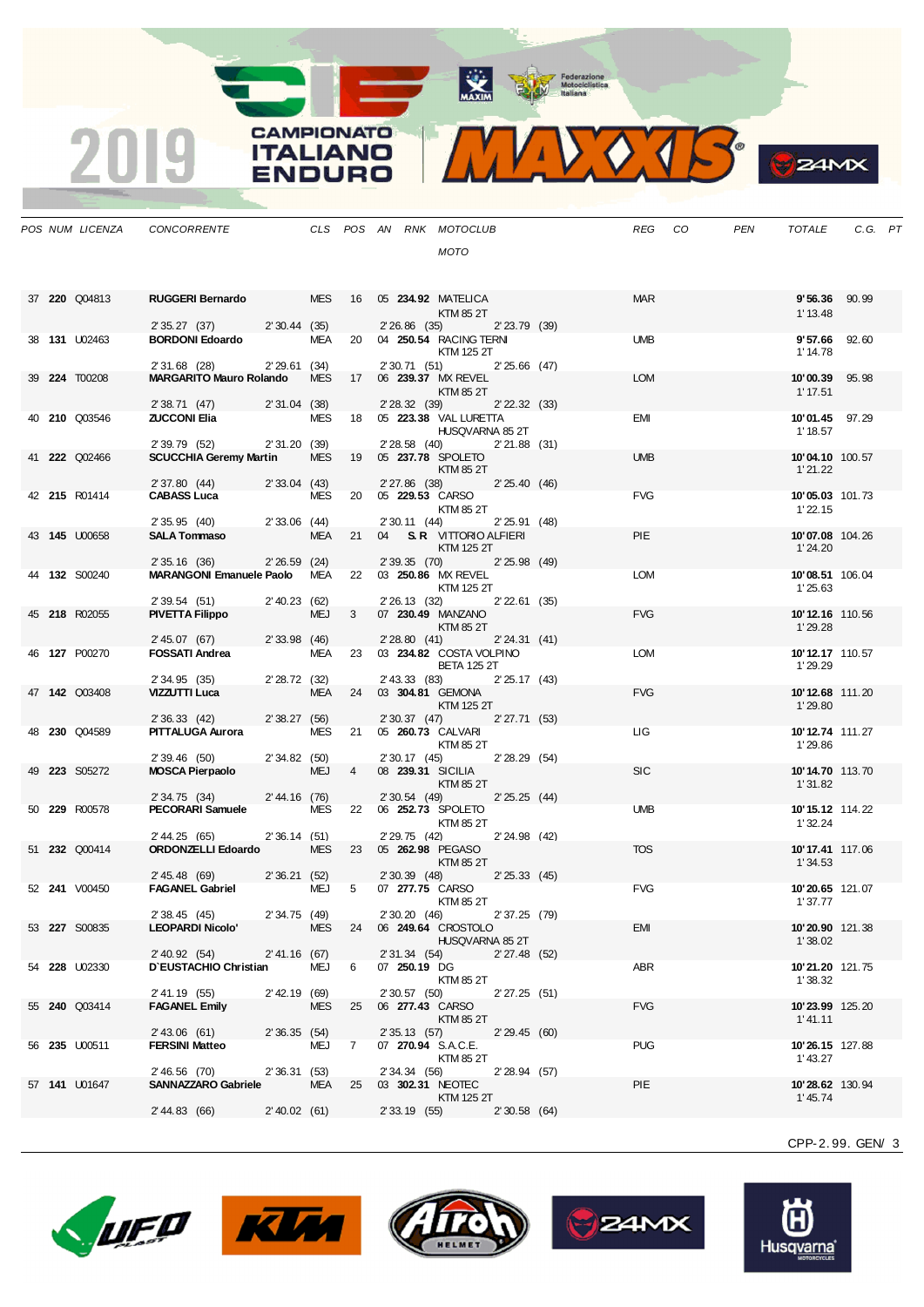# 2019 CAMPIONATO ITALIANO ENDURO MAXXIS

| POS | NUM | LICENZA | CONCORRENTE | CLS | POS | AN | RNK | MOTOCLUB / MOTO | REG | CO | PEN | TOTALE | C.G. | PT |
|---|---|---|---|---|---|---|---|---|---|---|---|---|---|---|
| 37 | **220** | Q04813 | **RUGGERI Bernardo** | MES | 16 | 05 | **234.92** | MATELICA / KTM 85 2T | MAR | | | **9'56.36** / 1'13.48 | 90.99 | |
| | | | 2'35.27 (37) | 2'30.44 (35) | | | | 2'26.86 (35) / 2'23.79 (39) | | | | | | |
| 38 | **131** | U02463 | **BORDONI Edoardo** | MEA | 20 | 04 | **250.54** | RACING TERNI / KTM 125 2T | UMB | | | **9'57.66** / 1'14.78 | 92.60 | |
| | | | 2'31.68 (28) | 2'29.61 (34) | | | | 2'30.71 (51) / 2'25.66 (47) | | | | | | |
| 39 | **224** | T00208 | **MARGARITO Mauro Rolando** | MES | 17 | 06 | **239.37** | MX REVEL / KTM 85 2T | LOM | | | **10'00.39** / 1'17.51 | 95.98 | |
| | | | 2'38.71 (47) | 2'31.04 (38) | | | | 2'28.32 (39) / 2'22.32 (33) | | | | | | |
| 40 | **210** | Q03546 | **ZUCCONI Elia** | MES | 18 | 05 | **223.38** | VAL LURETTA / HUSQVARNA 85 2T | EMI | | | **10'01.45** / 1'18.57 | 97.29 | |
| | | | 2'39.79 (52) | 2'31.20 (39) | | | | 2'28.58 (40) / 2'21.88 (31) | | | | | | |
| 41 | **222** | Q02466 | **SCUCCHIA Geremy Martin** | MES | 19 | 05 | **237.78** | SPOLETO / KTM 85 2T | UMB | | | **10'04.10** / 1'21.22 | 100.57 | |
| | | | 2'37.80 (44) | 2'33.04 (43) | | | | 2'27.86 (38) / 2'25.40 (46) | | | | | | |
| 42 | **215** | R01414 | **CABASS Luca** | MES | 20 | 05 | **229.53** | CARSO / KTM 85 2T | FVG | | | **10'05.03** / 1'22.15 | 101.73 | |
| | | | 2'35.95 (40) | 2'33.06 (44) | | | | 2'30.11 (44) / 2'25.91 (48) | | | | | | |
| 43 | **145** | U00658 | **SALA Tommaso** | MEA | 21 | 04 | **S.R** | VITTORIO ALFIERI / KTM 125 2T | PIE | | | **10'07.08** / 1'24.20 | 104.26 | |
| | | | 2'35.16 (36) | 2'26.59 (24) | | | | 2'39.35 (70) / 2'25.98 (49) | | | | | | |
| 44 | **132** | S00240 | **MARANGONI Emanuele Paolo** | MEA | 22 | 03 | **250.86** | MX REVEL / KTM 125 2T | LOM | | | **10'08.51** / 1'25.63 | 106.04 | |
| | | | 2'39.54 (51) | 2'40.23 (62) | | | | 2'26.13 (32) / 2'22.61 (35) | | | | | | |
| 45 | **218** | R02055 | **PIVETTA Filippo** | MEJ | 3 | 07 | **230.49** | MANZANO / KTM 85 2T | FVG | | | **10'12.16** / 1'29.28 | 110.56 | |
| | | | 2'45.07 (67) | 2'33.98 (46) | | | | 2'28.80 (41) / 2'24.31 (41) | | | | | | |
| 46 | **127** | P00270 | **FOSSATI Andrea** | MEA | 23 | 03 | **234.82** | COSTA VOLPINO / BETA 125 2T | LOM | | | **10'12.17** / 1'29.29 | 110.57 | |
| | | | 2'34.95 (35) | 2'28.72 (32) | | | | 2'43.33 (83) / 2'25.17 (43) | | | | | | |
| 47 | **142** | Q03408 | **VIZZUTTI Luca** | MEA | 24 | 03 | **304.81** | GEMONA / KTM 125 2T | FVG | | | **10'12.68** / 1'29.80 | 111.20 | |
| | | | 2'36.33 (42) | 2'38.27 (56) | | | | 2'30.37 (47) / 2'27.71 (53) | | | | | | |
| 48 | **230** | Q04589 | **PITTALUGA Aurora** | MES | 21 | 05 | **260.73** | CALVARI / KTM 85 2T | LIG | | | **10'12.74** / 1'29.86 | 111.27 | |
| | | | 2'39.46 (50) | 2'34.82 (50) | | | | 2'30.17 (45) / 2'28.29 (54) | | | | | | |
| 49 | **223** | S05272 | **MOSCA Pierpaolo** | MEJ | 4 | 08 | **239.31** | SICILIA / KTM 85 2T | SIC | | | **10'14.70** / 1'31.82 | 113.70 | |
| | | | 2'34.75 (34) | 2'44.16 (76) | | | | 2'30.54 (49) / 2'25.25 (44) | | | | | | |
| 50 | **229** | R00578 | **PECORARI Samuele** | MES | 22 | 06 | **252.73** | SPOLETO / KTM 85 2T | UMB | | | **10'15.12** / 1'32.24 | 114.22 | |
| | | | 2'44.25 (65) | 2'36.14 (51) | | | | 2'29.75 (42) / 2'24.98 (42) | | | | | | |
| 51 | **232** | Q00414 | **ORDONZELLI Edoardo** | MES | 23 | 05 | **262.98** | PEGASO / KTM 85 2T | TOS | | | **10'17.41** / 1'34.53 | 117.06 | |
| | | | 2'45.48 (69) | 2'36.21 (52) | | | | 2'30.39 (48) / 2'25.33 (45) | | | | | | |
| 52 | **241** | V00450 | **FAGANEL Gabriel** | MEJ | 5 | 07 | **277.75** | CARSO / KTM 85 2T | FVG | | | **10'20.65** / 1'37.77 | 121.07 | |
| | | | 2'38.45 (45) | 2'34.75 (49) | | | | 2'30.20 (46) / 2'37.25 (79) | | | | | | |
| 53 | **227** | S00835 | **LEOPARDI Nicolo'** | MES | 24 | 06 | **249.64** | CROSTOLO / HUSQVARNA 85 2T | EMI | | | **10'20.90** / 1'38.02 | 121.38 | |
| | | | 2'40.92 (54) | 2'41.16 (67) | | | | 2'31.34 (54) / 2'27.48 (52) | | | | | | |
| 54 | **228** | U02330 | **D'EUSTACHIO Christian** | MEJ | 6 | 07 | **250.19** | DG / KTM 85 2T | ABR | | | **10'21.20** / 1'38.32 | 121.75 | |
| | | | 2'41.19 (55) | 2'42.19 (69) | | | | 2'30.57 (50) / 2'27.25 (51) | | | | | | |
| 55 | **240** | Q03414 | **FAGANEL Emily** | MES | 25 | 06 | **277.43** | CARSO / KTM 85 2T | FVG | | | **10'23.99** / 1'41.11 | 125.20 | |
| | | | 2'43.06 (61) | 2'36.35 (54) | | | | 2'35.13 (57) / 2'29.45 (60) | | | | | | |
| 56 | **235** | U00511 | **FERSINI Matteo** | MEJ | 7 | 07 | **270.94** | S.A.C.E. / KTM 85 2T | PUG | | | **10'26.15** / 1'43.27 | 127.88 | |
| | | | 2'46.56 (70) | 2'36.31 (53) | | | | 2'34.34 (56) / 2'28.94 (57) | | | | | | |
| 57 | **141** | U01647 | **SANNAZZARO Gabriele** | MEA | 25 | 03 | **302.31** | NEOTEC / KTM 125 2T | PIE | | | **10'28.62** / 1'45.74 | 130.94 | |
| | | | 2'44.83 (66) | 2'40.02 (61) | | | | 2'33.19 (55) / 2'30.58 (64) | | | | | | |

CPP-2.99. GEN/ 3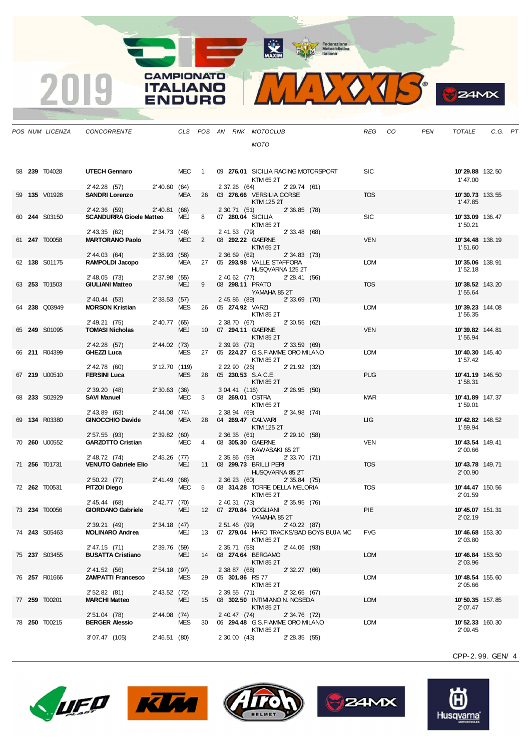# 2019 CAMPIONATO ITALIANO ENDURO MAXXIS

| POS | NUM | LICENZA | CONCORRENTE | CLS | POS | AN | RNK | MOTOCLUB / MOTO | REG | CO | PEN | TOTALE | C.G. | PT |
|---|---|---|---|---|---|---|---|---|---|---|---|---|---|---|
| 58 | **239** | T04028 | **UTECH Gennaro** | MEC | 1 | 09 | **276.01** | SICILIA RACING MOTORSPORT / KTM 65 2T | SIC | | | **10'29.88** / 1'47.00 | 132.50 | |
| | | | 2'42.28 (57) / 2'40.60 (64) / 2'37.26 (64) / 2'29.74 (61) | | | | | | | | | | | |
| 59 | **135** | V01928 | **SANDRI Lorenzo** | MEA | 26 | 03 | **276.66** | VERSILIA CORSE / KTM 125 2T | TOS | | | **10'30.73** / 1'47.85 | 133.55 | |
| | | | 2'42.36 (59) / 2'40.81 (66) / 2'30.71 (51) / 2'36.85 (78) | | | | | | | | | | | |
| 60 | **244** | S03150 | **SCANDURRA Gioele Matteo** | MEJ | 8 | 07 | **280.04** | SICILIA / KTM 85 2T | SIC | | | **10'33.09** / 1'50.21 | 136.47 | |
| | | | 2'43.35 (62) / 2'34.73 (48) / 2'41.53 (79) / 2'33.48 (68) | | | | | | | | | | | |
| 61 | **247** | T00058 | **MARTORANO Paolo** | MEC | 2 | 08 | **292.22** | GAERNE / KTM 65 2T | VEN | | | **10'34.48** / 1'51.60 | 138.19 | |
| | | | 2'44.03 (64) / 2'38.93 (58) / 2'36.69 (62) / 2'34.83 (73) | | | | | | | | | | | |
| 62 | **138** | S01175 | **RAMPOLDI Jacopo** | MEA | 27 | 05 | **293.98** | VALLE STAFFORA / HUSQVARNA 125 2T | LOM | | | **10'35.06** / 1'52.18 | 138.91 | |
| | | | 2'48.05 (73) / 2'37.98 (55) / 2'40.62 (77) / 2'28.41 (56) | | | | | | | | | | | |
| 63 | **253** | T01503 | **GIULIANI Matteo** | MEJ | 9 | 08 | **298.11** | PRATO / YAMAHA 85 2T | TOS | | | **10'38.52** / 1'55.64 | 143.20 | |
| | | | 2'40.44 (53) / 2'38.53 (57) / 2'45.86 (89) / 2'33.69 (70) | | | | | | | | | | | |
| 64 | **238** | Q03949 | **MORSON Kristian** | MES | 26 | 05 | **274.92** | VARZI / KTM 85 2T | LOM | | | **10'39.23** / 1'56.35 | 144.08 | |
| | | | 2'49.21 (75) / 2'40.77 (65) / 2'38.70 (67) / 2'30.55 (62) | | | | | | | | | | | |
| 65 | **249** | S01095 | **TOMASI Nicholas** | MEJ | 10 | 07 | **294.11** | GAERNE / KTM 85 2T | VEN | | | **10'39.82** / 1'56.94 | 144.81 | |
| | | | 2'42.28 (57) / 2'44.02 (73) / 2'39.93 (72) / 2'33.59 (69) | | | | | | | | | | | |
| 66 | **211** | R04399 | **GHEZZI Luca** | MES | 27 | 05 | **224.27** | G.S.FIAMME ORO MILANO / KTM 85 2T | LOM | | | **10'40.30** / 1'57.42 | 145.40 | |
| | | | 2'42.78 (60) / 3'12.70 (119) / 2'22.90 (26) / 2'21.92 (32) | | | | | | | | | | | |
| 67 | **219** | U00510 | **FERSINI Luca** | MES | 28 | 05 | **230.53** | S.A.C.E. / KTM 85 2T | PUG | | | **10'41.19** / 1'58.31 | 146.50 | |
| | | | 2'39.20 (48) / 2'30.63 (36) / 3'04.41 (116) / 2'26.95 (50) | | | | | | | | | | | |
| 68 | **233** | S02929 | **SAVI Manuel** | MEC | 3 | 08 | **269.01** | OSTRA / KTM 65 2T | MAR | | | **10'41.89** / 1'59.01 | 147.37 | |
| | | | 2'43.89 (63) / 2'44.08 (74) / 2'38.94 (69) / 2'34.98 (74) | | | | | | | | | | | |
| 69 | **134** | R03380 | **GINOCCHIO Davide** | MEA | 28 | 04 | **269.47** | CALVARI / KTM 125 2T | LIG | | | **10'42.82** / 1'59.94 | 148.52 | |
| | | | 2'57.55 (93) / 2'39.82 (60) / 2'36.35 (61) / 2'29.10 (58) | | | | | | | | | | | |
| 70 | **260** | U00552 | **GARZOTTO Cristian** | MEC | 4 | 08 | **305.30** | GAERNE / KAWASAKI 65 2T | VEN | | | **10'43.54** / 2'00.66 | 149.41 | |
| | | | 2'48.72 (74) / 2'45.26 (77) / 2'35.86 (59) / 2'33.70 (71) | | | | | | | | | | | |
| 71 | **256** | T01731 | **VENUTO Gabriele Elio** | MEJ | 11 | 08 | **299.73** | BRILLI PERI / HUSQVARNA 85 2T | TOS | | | **10'43.78** / 2'00.90 | 149.71 | |
| | | | 2'50.22 (77) / 2'41.49 (68) / 2'36.23 (60) / 2'35.84 (75) | | | | | | | | | | | |
| 72 | **262** | T00531 | **PITZOI Diego** | MEC | 5 | 08 | **314.28** | TORRE DELLA MELORIA / KTM 65 2T | TOS | | | **10'44.47** / 2'01.59 | 150.56 | |
| | | | 2'45.44 (68) / 2'42.77 (70) / 2'40.31 (73) / 2'35.95 (76) | | | | | | | | | | | |
| 73 | **234** | T00056 | **GIORDANO Gabriele** | MEJ | 12 | 07 | **270.84** | DOGLIANI / YAMAHA 85 2T | PIE | | | **10'45.07** / 2'02.19 | 151.31 | |
| | | | 2'39.21 (49) / 2'34.18 (47) / 2'51.46 (99) / 2'40.22 (87) | | | | | | | | | | | |
| 74 | **243** | S05463 | **MOLINARO Andrea** | MEJ | 13 | 07 | **279.04** | HARD TRACKS/BAD BOYS BUJA MC / KTM 85 2T | FVG | | | **10'46.68** / 2'03.80 | 153.30 | |
| | | | 2'47.15 (71) / 2'39.76 (59) / 2'35.71 (58) / 2'44.06 (93) | | | | | | | | | | | |
| 75 | **237** | S03455 | **BUSATTA Cristiano** | MEJ | 14 | 08 | **274.64** | BERGAMO / KTM 85 2T | LOM | | | **10'46.84** / 2'03.96 | 153.50 | |
| | | | 2'41.52 (56) / 2'54.18 (97) / 2'38.87 (68) / 2'32.27 (66) | | | | | | | | | | | |
| 76 | **257** | R01666 | **ZAMPATTI Francesco** | MES | 29 | 05 | **301.86** | RS 77 / KTM 85 2T | LOM | | | **10'48.54** / 2'05.66 | 155.60 | |
| | | | 2'52.82 (81) / 2'43.52 (72) / 2'39.55 (71) / 2'32.65 (67) | | | | | | | | | | | |
| 77 | **259** | T00201 | **MARCHI Matteo** | MEJ | 15 | 08 | **302.50** | INTIMIANO N. NOSEDA / KTM 85 2T | LOM | | | **10'50.35** / 2'07.47 | 157.85 | |
| | | | 2'51.04 (78) / 2'44.08 (74) / 2'40.47 (74) / 2'34.76 (72) | | | | | | | | | | | |
| 78 | **250** | T00215 | **BERGER Alessio** | MES | 30 | 06 | **294.48** | G.S.FIAMME ORO MILANO / KTM 85 2T | LOM | | | **10'52.33** / 2'09.45 | 160.30 | |
| | | | 3'07.47 (105) / 2'46.51 (80) / 2'30.00 (43) / 2'28.35 (55) | | | | | | | | | | | |

CPP-2.99. GEN/ 4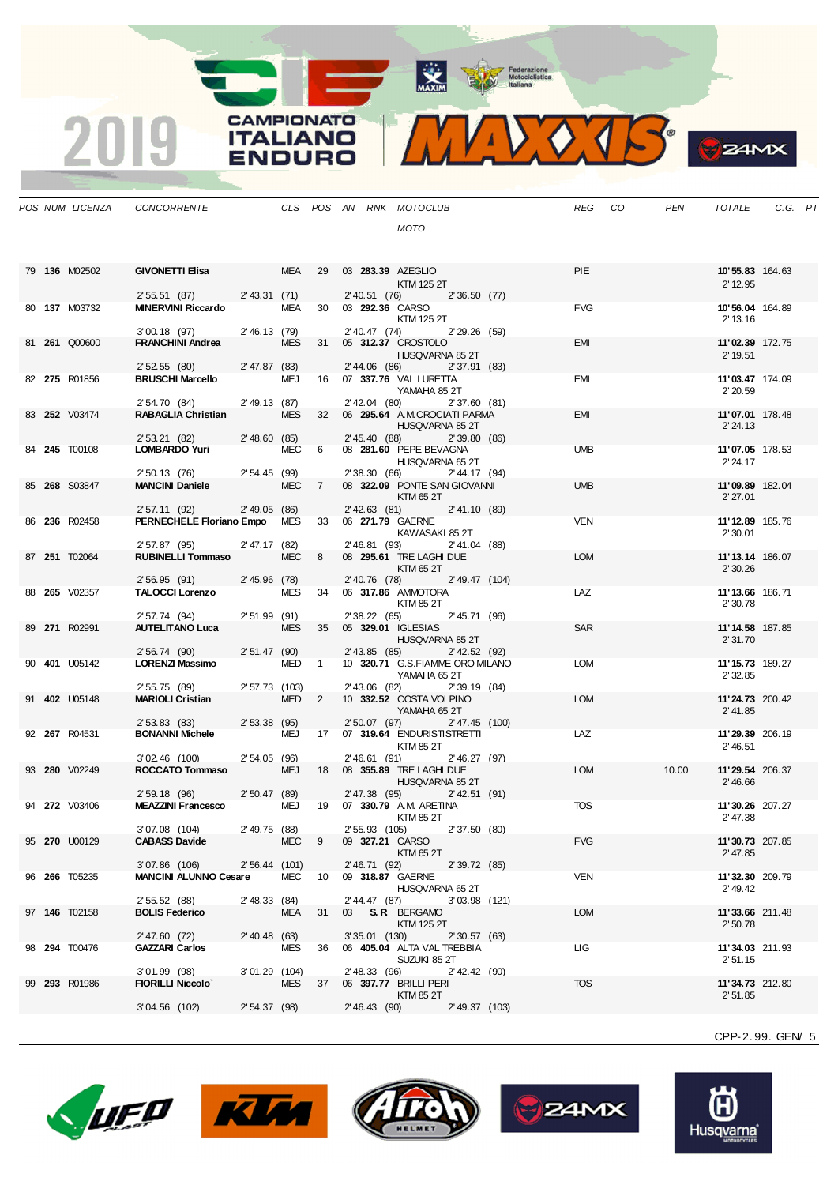| POS | NUM | LICENZA | CONCORRENTE | CLS | POS | AN | RNK | MOTOCLUB / MOTO | REG | CO | PEN | TOTALE | C.G. | PT |
|---|---|---|---|---|---|---|---|---|---|---|---|---|---|---|
| 79 | **136** | M02502 | **GIVONETTI Elisa** | MEA | 29 | 03 | **283.39** | AZEGLIO / KTM 125 2T | PIE | | | **10'55.83** 2'12.95 | 164.63 | |
| | | | 2'55.51 (87) 2'43.31 (71) | | | | | 2'40.51 (76) 2'36.50 (77) | | | | | | |
| 80 | **137** | M03732 | **MINERVINI Riccardo** | MEA | 30 | 03 | **292.36** | CARSO / KTM 125 2T | FVG | | | **10'56.04** 2'13.16 | 164.89 | |
| | | | 3'00.18 (97) 2'46.13 (79) | | | | | 2'40.47 (74) 2'29.26 (59) | | | | | | |
| 81 | **261** | Q00600 | **FRANCHINI Andrea** | MES | 31 | 05 | **312.37** | CROSTOLO / HUSQVARNA 85 2T | EMI | | | **11'02.39** 2'19.51 | 172.75 | |
| | | | 2'52.55 (80) 2'47.87 (83) | | | | | 2'44.06 (86) 2'37.91 (83) | | | | | | |
| 82 | **275** | R01856 | **BRUSCHI Marcello** | MEJ | 16 | 07 | **337.76** | VAL LURETTA / YAMAHA 85 2T | EMI | | | **11'03.47** 2'20.59 | 174.09 | |
| | | | 2'54.70 (84) 2'49.13 (87) | | | | | 2'42.04 (80) 2'37.60 (81) | | | | | | |
| 83 | **252** | V03474 | **RABAGLIA Christian** | MES | 32 | 06 | **295.64** | A.M.CROCIATI PARMA / HUSQVARNA 85 2T | EMI | | | **11'07.01** 2'24.13 | 178.48 | |
| | | | 2'53.21 (82) 2'48.60 (85) | | | | | 2'45.40 (88) 2'39.80 (86) | | | | | | |
| 84 | **245** | T00108 | **LOMBARDO Yuri** | MEC | 6 | 08 | **281.60** | PEPE BEVAGNA / HUSQVARNA 65 2T | UMB | | | **11'07.05** 2'24.17 | 178.53 | |
| | | | 2'50.13 (76) 2'54.45 (99) | | | | | 2'38.30 (66) 2'44.17 (94) | | | | | | |
| 85 | **268** | S03847 | **MANCINI Daniele** | MEC | 7 | 08 | **322.09** | PONTE SAN GIOVANNI / KTM 65 2T | UMB | | | **11'09.89** 2'27.01 | 182.04 | |
| | | | 2'57.11 (92) 2'49.05 (86) | | | | | 2'42.63 (81) 2'41.10 (89) | | | | | | |
| 86 | **236** | R02458 | **PERNECHELE Floriano Empo** | MES | 33 | 06 | **271.79** | GAERNE / KAWASAKI 85 2T | VEN | | | **11'12.89** 2'30.01 | 185.76 | |
| | | | 2'57.87 (95) 2'47.17 (82) | | | | | 2'46.81 (93) 2'41.04 (88) | | | | | | |
| 87 | **251** | T02064 | **RUBINELLI Tommaso** | MEC | 8 | 08 | **295.61** | TRE LAGHI DUE / KTM 65 2T | LOM | | | **11'13.14** 2'30.26 | 186.07 | |
| | | | 2'56.95 (91) 2'45.96 (78) | | | | | 2'40.76 (78) 2'49.47 (104) | | | | | | |
| 88 | **265** | V02357 | **TALOCCI Lorenzo** | MES | 34 | 06 | **317.86** | AMMOTORA / KTM 85 2T | LAZ | | | **11'13.66** 2'30.78 | 186.71 | |
| | | | 2'57.74 (94) 2'51.99 (91) | | | | | 2'38.22 (65) 2'45.71 (96) | | | | | | |
| 89 | **271** | R02991 | **AUTELITANO Luca** | MES | 35 | 05 | **329.01** | IGLESIAS / HUSQVARNA 85 2T | SAR | | | **11'14.58** 2'31.70 | 187.85 | |
| | | | 2'56.74 (90) 2'51.47 (90) | | | | | 2'43.85 (85) 2'42.52 (92) | | | | | | |
| 90 | **401** | U05142 | **LORENZI Massimo** | MED | 1 | 10 | **320.71** | G.S.FIAMME ORO MILANO / YAMAHA 65 2T | LOM | | | **11'15.73** 2'32.85 | 189.27 | |
| | | | 2'55.75 (89) 2'57.73 (103) | | | | | 2'43.06 (82) 2'39.19 (84) | | | | | | |
| 91 | **402** | U05148 | **MARIOLI Cristian** | MED | 2 | 10 | **332.52** | COSTA VOLPINO / YAMAHA 65 2T | LOM | | | **11'24.73** 2'41.85 | 200.42 | |
| | | | 2'53.83 (83) 2'53.38 (95) | | | | | 2'50.07 (97) 2'47.45 (100) | | | | | | |
| 92 | **267** | R04531 | **BONANNI Michele** | MEJ | 17 | 07 | **319.64** | ENDURISTISTRETTI / KTM 85 2T | LAZ | | | **11'29.39** 2'46.51 | 206.19 | |
| | | | 3'02.46 (100) 2'54.05 (96) | | | | | 2'46.61 (91) 2'46.27 (97) | | | | | | |
| 93 | **280** | V02249 | **ROCCATO Tommaso** | MEJ | 18 | 08 | **355.89** | TRE LAGHI DUE / HUSQVARNA 85 2T | LOM | | 10.00 | **11'29.54** 2'46.66 | 206.37 | |
| | | | 2'59.18 (96) 2'50.47 (89) | | | | | 2'47.38 (95) 2'42.51 (91) | | | | | | |
| 94 | **272** | V03406 | **MEAZZINI Francesco** | MEJ | 19 | 07 | **330.79** | A.M. ARETINA / KTM 85 2T | TOS | | | **11'30.26** 2'47.38 | 207.27 | |
| | | | 3'07.08 (104) 2'49.75 (88) | | | | | 2'55.93 (105) 2'37.50 (80) | | | | | | |
| 95 | **270** | U00129 | **CABASS David** | MEC | 9 | 09 | **327.21** | CARSO / KTM 65 2T | FVG | | | **11'30.73** 2'47.85 | 207.85 | |
| | | | 3'07.86 (106) 2'56.44 (101) | | | | | 2'46.71 (92) 2'39.72 (85) | | | | | | |
| 96 | **266** | T05235 | **MANCINI ALUNNO Cesare** | MEC | 10 | 09 | **318.87** | GAERNE / HUSQVARNA 65 2T | VEN | | | **11'32.30** 2'49.42 | 209.79 | |
| | | | 2'55.52 (88) 2'48.33 (84) | | | | | 2'44.47 (87) 3'03.98 (121) | | | | | | |
| 97 | **146** | T02158 | **BOLIS Federico** | MEA | 31 | 03 | | **S.R.** BERGAMO / KTM 125 2T | LOM | | | **11'33.66** 2'50.78 | 211.48 | |
| | | | 2'47.60 (72) 2'40.48 (63) | | | | | 3'35.01 (130) 2'30.57 (63) | | | | | | |
| 98 | **294** | T00476 | **GAZZARI Carlos** | MES | 36 | 06 | **405.04** | ALTA VAL TREBBIA / SUZUKI 85 2T | LIG | | | **11'34.03** 2'51.15 | 211.93 | |
| | | | 3'01.99 (98) 3'01.29 (104) | | | | | 2'48.33 (96) 2'42.42 (90) | | | | | | |
| 99 | **293** | R01986 | **FIORILLI Niccolo`** | MES | 37 | 06 | **397.77** | BRILLI PERI / KTM 85 2T | TOS | | | **11'34.73** 2'51.85 | 212.80 | |
| | | | 3'04.56 (102) 2'54.37 (98) | | | | | 2'46.43 (90) 2'49.37 (103) | | | | | | |

CPP-2.99. GEN/ 5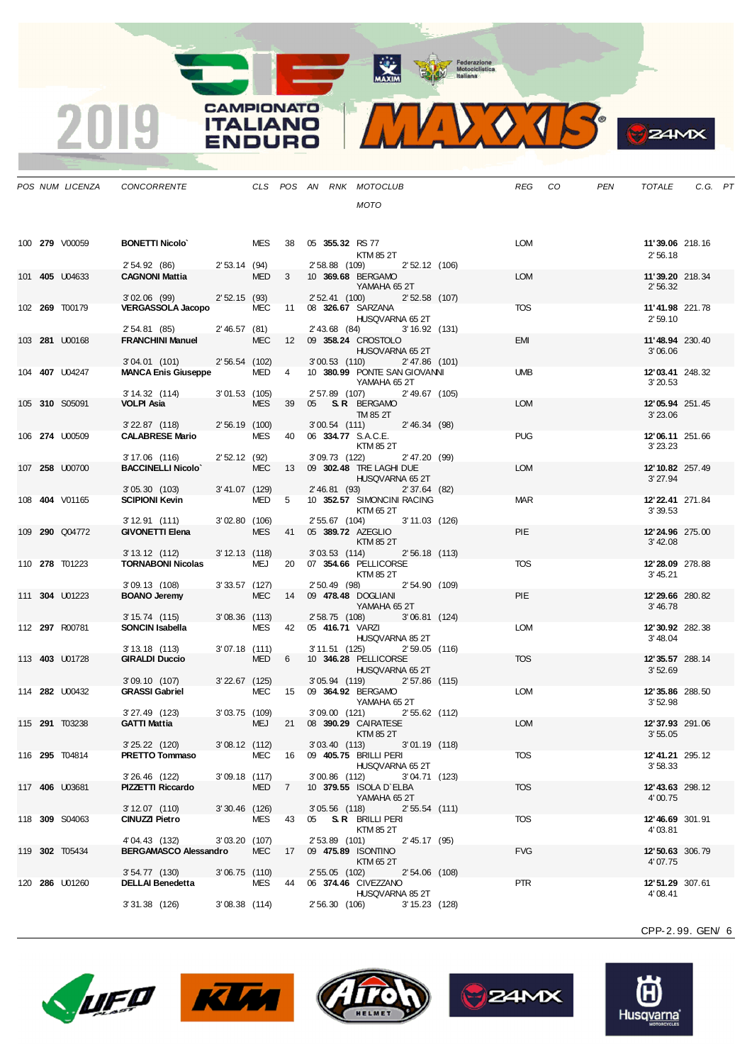| POS | NUM | LICENZA | CONCORRENTE | CLS | POS | AN | RNK | MOTOCLUB / MOTO | REG | CO | PEN | TOTALE | C.G. | PT |
|---|---|---|---|---|---|---|---|---|---|---|---|---|---|---|
| 100 | **279** | V00059 | **BONETTI Nicolo`** | MES | 38 | 05 | **355.32** | RS 77 / KTM 85 2T | LOM | | | **11'39.06** / 2'56.18 | 218.16 | |
| | | | 2'54.92 (86) · 2'53.14 (94) · 2'58.88 (109) · 2'52.12 (106) | | | | | | | | | | | |
| 101 | **405** | U04633 | **CAGNONI Mattia** | MED | 3 | 10 | **369.68** | BERGAMO / YAMAHA 65 2T | LOM | | | **11'39.20** / 2'56.32 | 218.34 | |
| | | | 3'02.06 (99) · 2'52.15 (93) · 2'52.41 (100) · 2'52.58 (107) | | | | | | | | | | | |
| 102 | **269** | T00179 | **VERGASSOLA Jacopo** | MEC | 11 | 08 | **326.67** | SARZANA / HUSQVARNA 65 2T | TOS | | | **11'41.98** / 2'59.10 | 221.78 | |
| | | | 2'54.81 (85) · 2'46.57 (81) · 2'43.68 (84) · 3'16.92 (131) | | | | | | | | | | | |
| 103 | **281** | U00168 | **FRANCHINI Manuel** | MEC | 12 | 09 | **358.24** | CROSTOLO / HUSQVARNA 65 2T | EMI | | | **11'48.94** / 3'06.06 | 230.40 | |
| | | | 3'04.01 (101) · 2'56.54 (102) · 3'00.53 (110) · 2'47.86 (101) | | | | | | | | | | | |
| 104 | **407** | U04247 | **MANCA Enis Giuseppe** | MED | 4 | 10 | **380.99** | PONTE SAN GIOVANNI / YAMAHA 65 2T | UMB | | | **12'03.41** / 3'20.53 | 248.32 | |
| | | | 3'14.32 (114) · 3'01.53 (105) · 2'57.89 (107) · 2'49.67 (105) | | | | | | | | | | | |
| 105 | **310** | S05091 | **VOLPI Asia** | MES | 39 | 05 | **S.R.** | BERGAMO / TM 85 2T | LOM | | | **12'05.94** / 3'23.06 | 251.45 | |
| | | | 3'22.87 (118) · 2'56.19 (100) · 3'00.54 (111) · 2'46.34 (98) | | | | | | | | | | | |
| 106 | **274** | U00509 | **CALABRESE Mario** | MES | 40 | 06 | **334.77** | S.A.C.E. / KTM 85 2T | PUG | | | **12'06.11** / 3'23.23 | 251.66 | |
| | | | 3'17.06 (116) · 2'52.12 (92) · 3'09.73 (122) · 2'47.20 (99) | | | | | | | | | | | |
| 107 | **258** | U00700 | **BACCINELLI Nicolo`** | MEC | 13 | 09 | **302.48** | TRE LAGHI DUE / HUSQVARNA 65 2T | LOM | | | **12'10.82** / 3'27.94 | 257.49 | |
| | | | 3'05.30 (103) · 3'41.07 (129) · 2'46.81 (93) · 2'37.64 (82) | | | | | | | | | | | |
| 108 | **404** | V01165 | **SCIPIONI Kevin** | MED | 5 | 10 | **352.57** | SIMONCINI RACING / KTM 65 2T | MAR | | | **12'22.41** / 3'39.53 | 271.84 | |
| | | | 3'12.91 (111) · 3'02.80 (106) · 2'55.67 (104) · 3'11.03 (126) | | | | | | | | | | | |
| 109 | **290** | Q04772 | **GIVONETTI Elena** | MES | 41 | 05 | **389.72** | AZEGLIO / KTM 85 2T | PIE | | | **12'24.96** / 3'42.08 | 275.00 | |
| | | | 3'13.12 (112) · 3'12.13 (118) · 3'03.53 (114) · 2'56.18 (113) | | | | | | | | | | | |
| 110 | **278** | T01223 | **TORNABONI Nicolas** | MEJ | 20 | 07 | **354.66** | PELLICORSE / KTM 85 2T | TOS | | | **12'28.09** / 3'45.21 | 278.88 | |
| | | | 3'09.13 (108) · 3'33.57 (127) · 2'50.49 (98) · 2'54.90 (109) | | | | | | | | | | | |
| 111 | **304** | U01223 | **BOANO Jeremy** | MEC | 14 | 09 | **478.48** | DOGLIANI / YAMAHA 65 2T | PIE | | | **12'29.66** / 3'46.78 | 280.82 | |
| | | | 3'15.74 (115) · 3'08.36 (113) · 2'58.75 (108) · 3'06.81 (124) | | | | | | | | | | | |
| 112 | **297** | R00781 | **SONCIN Isabella** | MES | 42 | 05 | **416.71** | VARZI / HUSQVARNA 85 2T | LOM | | | **12'30.92** / 3'48.04 | 282.38 | |
| | | | 3'13.18 (113) · 3'07.18 (111) · 3'11.51 (125) · 2'59.05 (116) | | | | | | | | | | | |
| 113 | **403** | U01728 | **GIRALDI Duccio** | MED | 6 | 10 | **346.28** | PELLICORSE / HUSQVARNA 65 2T | TOS | | | **12'35.57** / 3'52.69 | 288.14 | |
| | | | 3'09.10 (107) · 3'22.67 (125) · 3'05.94 (119) · 2'57.86 (115) | | | | | | | | | | | |
| 114 | **282** | U00432 | **GRASSI Gabriel** | MEC | 15 | 09 | **364.92** | BERGAMO / YAMAHA 65 2T | LOM | | | **12'35.86** / 3'52.98 | 288.50 | |
| | | | 3'27.49 (123) · 3'03.75 (109) · 3'09.00 (121) · 2'55.62 (112) | | | | | | | | | | | |
| 115 | **291** | T03238 | **GATTI Mattia** | MEJ | 21 | 08 | **390.29** | CAIRATESE / KTM 85 2T | LOM | | | **12'37.93** / 3'55.05 | 291.06 | |
| | | | 3'25.22 (120) · 3'08.12 (112) · 3'03.40 (113) · 3'01.19 (118) | | | | | | | | | | | |
| 116 | **295** | T04814 | **PRETTO Tommaso** | MEC | 16 | 09 | **405.75** | BRILLI PERI / HUSQVARNA 65 2T | TOS | | | **12'41.21** / 3'58.33 | 295.12 | |
| | | | 3'26.46 (122) · 3'09.18 (117) · 3'00.86 (112) · 3'04.71 (123) | | | | | | | | | | | |
| 117 | **406** | U03681 | **PIZZETTI Riccardo** | MED | 7 | 10 | **379.55** | ISOLA D`ELBA / YAMAHA 65 2T | TOS | | | **12'43.63** / 4'00.75 | 298.12 | |
| | | | 3'12.07 (110) · 3'30.46 (126) · 3'05.56 (118) · 2'55.54 (111) | | | | | | | | | | | |
| 118 | **309** | S04063 | **CINUZZI Pietro** | MES | 43 | 05 | **S.R.** | BRILLI PERI / KTM 85 2T | TOS | | | **12'46.69** / 4'03.81 | 301.91 | |
| | | | 4'04.43 (132) · 3'03.20 (107) · 2'53.89 (101) · 2'45.17 (95) | | | | | | | | | | | |
| 119 | **302** | T05434 | **BERGAMASCO Alessandro** | MEC | 17 | 09 | **475.89** | ISONTINO / KTM 65 2T | FVG | | | **12'50.63** / 4'07.75 | 306.79 | |
| | | | 3'54.77 (130) · 3'06.75 (110) · 2'55.05 (102) · 2'54.06 (108) | | | | | | | | | | | |
| 120 | **286** | U01260 | **DELLAI Benedetta** | MES | 44 | 06 | **374.46** | CIVEZZANO / HUSQVARNA 85 2T | PTR | | | **12'51.29** / 4'08.41 | 307.61 | |
| | | | 3'31.38 (126) · 3'08.38 (114) · 2'56.30 (106) · 3'15.23 (128) | | | | | | | | | | | |

CPP-2.99. GEN/ 6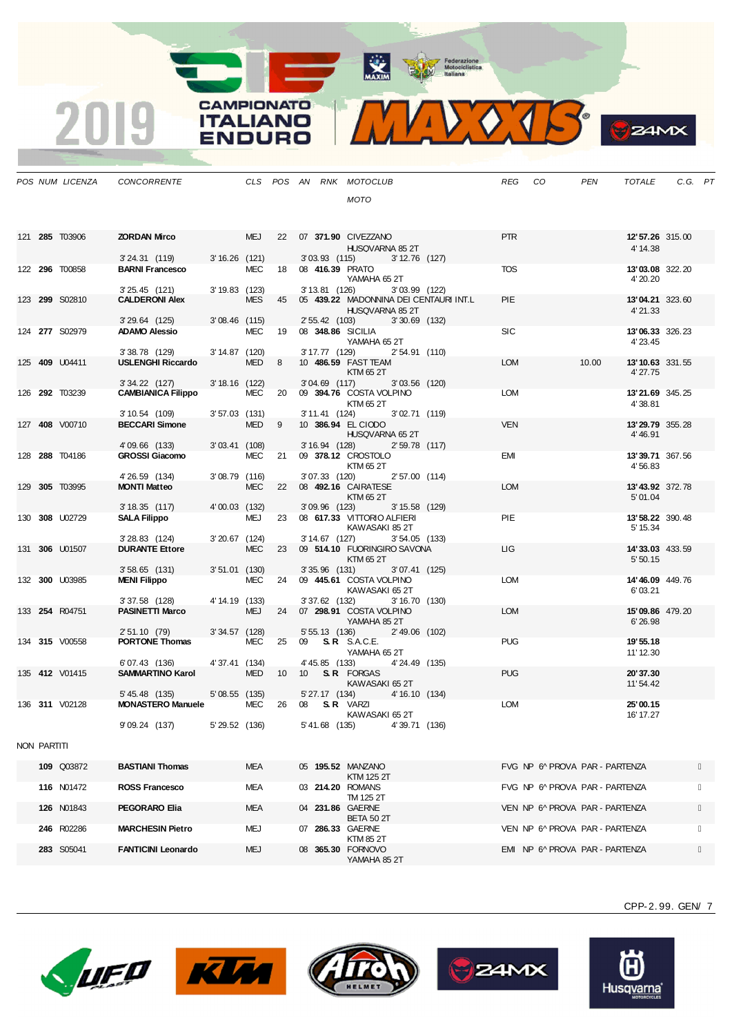# 2019 CAMPIONATO ITALIANO ENDURO MAXXIS

| POS | NUM | LICENZA | CONCORRENTE | CLS | POS | AN | RNK | MOTOCLUB / MOTO | REG | CO | PEN | TOTALE | C.G. | PT |
|---|---|---|---|---|---|---|---|---|---|---|---|---|---|---|
| 121 | **285** | T03906 | **ZORDAN Mirco** | MEJ | 22 | 07 | **371.90** | CIVEZZANO / HUSQVARNA 85 2T | PTR | | | **12'57.26** / 4'14.38 | 315.00 | |
| | | | 3'24.31 (119) | 3'16.26 (121) | | | | 3'03.93 (115) / 3'12.76 (127) | | | | | | |
| 122 | **296** | T00858 | **BARNI Francesco** | MEC | 18 | 08 | **416.39** | PRATO / YAMAHA 65 2T | TOS | | | **13'03.08** / 4'20.20 | 322.20 | |
| | | | 3'25.45 (121) | 3'19.83 (123) | | | | 3'13.81 (126) / 3'03.99 (122) | | | | | | |
| 123 | **299** | S02810 | **CALDERONI Alex** | MES | 45 | 05 | **439.22** | MADONNINA DEI CENTAURI INT.L / HUSQVARNA 85 2T | PIE | | | **13'04.21** / 4'21.33 | 323.60 | |
| | | | 3'29.64 (125) | 3'08.46 (115) | | | | 2'55.42 (103) / 3'30.69 (132) | | | | | | |
| 124 | **277** | S02979 | **ADAMO Alessio** | MEC | 19 | 08 | **348.86** | SICILIA / YAMAHA 65 2T | SIC | | | **13'06.33** / 4'23.45 | 326.23 | |
| | | | 3'38.78 (129) | 3'14.87 (120) | | | | 3'17.77 (129) / 2'54.91 (110) | | | | | | |
| 125 | **409** | U04411 | **USLENGHI Riccardo** | MED | 8 | 10 | **486.59** | FAST TEAM / KTM 65 2T | LOM | | 10.00 | **13'10.63** / 4'27.75 | 331.55 | |
| | | | 3'34.22 (127) | 3'18.16 (122) | | | | 3'04.69 (117) / 3'03.56 (120) | | | | | | |
| 126 | **292** | T03239 | **CAMBIANICA Filippo** | MEC | 20 | 09 | **394.76** | COSTA VOLPINO / KTM 65 2T | LOM | | | **13'21.69** / 4'38.81 | 345.25 | |
| | | | 3'10.54 (109) | 3'57.03 (131) | | | | 3'11.41 (124) / 3'02.71 (119) | | | | | | |
| 127 | **408** | V00710 | **BECCARI Simone** | MED | 9 | 10 | **386.94** | EL CIODO / HUSQVARNA 65 2T | VEN | | | **13'29.79** / 4'46.91 | 355.28 | |
| | | | 4'09.66 (133) | 3'03.41 (108) | | | | 3'16.94 (128) / 2'59.78 (117) | | | | | | |
| 128 | **288** | T04186 | **GROSSI Giacomo** | MEC | 21 | 09 | **378.12** | CROSTOLO / KTM 65 2T | EMI | | | **13'39.71** / 4'56.83 | 367.56 | |
| | | | 4'26.59 (134) | 3'08.79 (116) | | | | 3'07.33 (120) / 2'57.00 (114) | | | | | | |
| 129 | **305** | T03995 | **MONTI Matteo** | MEC | 22 | 08 | **492.16** | CAIRATESE / KTM 65 2T | LOM | | | **13'43.92** / 5'01.04 | 372.78 | |
| | | | 3'18.35 (117) | 4'00.03 (132) | | | | 3'09.96 (123) / 3'15.58 (129) | | | | | | |
| 130 | **308** | U02729 | **SALA Filippo** | MEJ | 23 | 08 | **617.33** | VITTORIO ALFIERI / KAWASAKI 85 2T | PIE | | | **13'58.22** / 5'15.34 | 390.48 | |
| | | | 3'28.83 (124) | 3'20.67 (124) | | | | 3'14.67 (127) / 3'54.05 (133) | | | | | | |
| 131 | **306** | U01507 | **DURANTE Ettore** | MEC | 23 | 09 | **514.10** | FUORINGIRO SAVONA / KTM 65 2T | LIG | | | **14'33.03** / 5'50.15 | 433.59 | |
| | | | 3'58.65 (131) | 3'51.01 (130) | | | | 3'35.96 (131) / 3'07.41 (125) | | | | | | |
| 132 | **300** | U03985 | **MENI Filippo** | MEC | 24 | 09 | **445.61** | COSTA VOLPINO / KAWASAKI 65 2T | LOM | | | **14'46.09** / 6'03.21 | 449.76 | |
| | | | 3'37.58 (128) | 4'14.19 (133) | | | | 3'37.62 (132) / 3'16.70 (130) | | | | | | |
| 133 | **254** | R04751 | **PASINETTI Marco** | MEJ | 24 | 07 | **298.91** | COSTA VOLPINO / YAMAHA 85 2T | LOM | | | **15'09.86** / 6'26.98 | 479.20 | |
| | | | 2'51.10 (79) | 3'34.57 (128) | | | | 5'55.13 (136) / 2'49.06 (102) | | | | | | |
| 134 | **315** | V00558 | **PORTONE Thomas** | MEC | 25 | 09 | **S.R** | S.A.C.E. / YAMAHA 65 2T | PUG | | | **19'55.18** / 11'12.30 | | |
| | | | 6'07.43 (136) | 4'37.41 (134) | | | | 4'45.85 (133) / 4'24.49 (135) | | | | | | |
| 135 | **412** | V01415 | **SAMMARTINO Karol** | MED | 10 | 10 | **S.R** | FORGAS / KAWASAKI 65 2T | PUG | | | **20'37.30** / 11'54.42 | | |
| | | | 5'45.48 (135) | 5'08.55 (135) | | | | 5'27.17 (134) / 4'16.10 (134) | | | | | | |
| 136 | **311** | V02128 | **MONASTERO Manuele** | MEC | 26 | 08 | **S.R** | VARZI / KAWASAKI 65 2T | LOM | | | **25'00.15** / 16'17.27 | | |
| | | | 9'09.24 (137) | 5'29.52 (136) | | | | 5'41.68 (135) / 4'39.71 (136) | | | | | | |

NON PARTITI

| NUM | LICENZA | CONCORRENTE | CLS | AN | RNK | MOTOCLUB / MOTO | REG | | MOTIVO |
|---|---|---|---|---|---|---|---|---|---|
| **109** | Q03872 | **BASTIANI Thomas** | MEA | 05 | **195.52** | MANZANO / KTM 125 2T | FVG | NP | 6^ PROVA PAR - PARTENZA |
| **116** | N01472 | **ROSS Francesco** | MEA | 03 | **214.20** | ROMANS / TM 125 2T | FVG | NP | 6^ PROVA PAR - PARTENZA |
| **126** | N01843 | **PEGORARO Elia** | MEA | 04 | **231.86** | GAERNE / BETA 50 2T | VEN | NP | 6^ PROVA PAR - PARTENZA |
| **246** | R02286 | **MARCHESIN Pietro** | MEJ | 07 | **286.33** | GAERNE / KTM 85 2T | VEN | NP | 6^ PROVA PAR - PARTENZA |
| **283** | S05041 | **FANTICINI Leonardo** | MEJ | 08 | **365.30** | FORNOVO / YAMAHA 85 2T | EMI | NP | 6^ PROVA PAR - PARTENZA |

CPP-2.99. GEN/ 7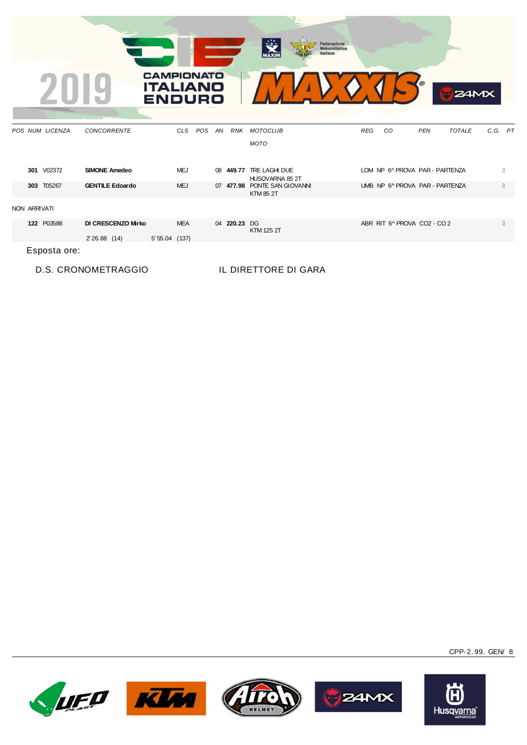| POS | NUM | LICENZA | CONCORRENTE | CLS | POS | AN | RNK | MOTOCLUB / MOTO | REG | CO | PEN | TOTALE | C.G. | PT |
|---|---|---|---|---|---|---|---|---|---|---|---|---|---|---|
| | **301** | V02372 | **SIMONE Amedeo** | MEJ | | 08 | **449.77** | TRE LAGHI DUE / HUSQVARNA 85 2T | LOM | NP | 6^ PROVA | PAR - PARTENZA | | |
| | **303** | T05267 | **GENTILE Edoardo** | MEJ | | 07 | **477.98** | PONTE SAN GIOVANNI / KTM 85 2T | UMB | NP | 6^ PROVA | PAR - PARTENZA | | |

NON ARRIVATI

| POS | NUM | LICENZA | CONCORRENTE | CLS | POS | AN | RNK | MOTOCLUB / MOTO | REG | CO | PEN | TOTALE | C.G. | PT |
|---|---|---|---|---|---|---|---|---|---|---|---|---|---|---|
| | **122** | P03588 | **DI CRESCENZO Mirko** | MEA | | 04 | **220.23** | DG / KTM 125 2T | ABR | RIT | 6^ PROVA | CO2 - CO 2 | | |
| | | | 2' 26.88 (14) | 5' 55.04 (137) | | | | | | | | | | |

Esposta ore:

D.S. CRONOMETRAGGIO

IL DIRETTORE DI GARA

CPP-2.99. GEN/ 8